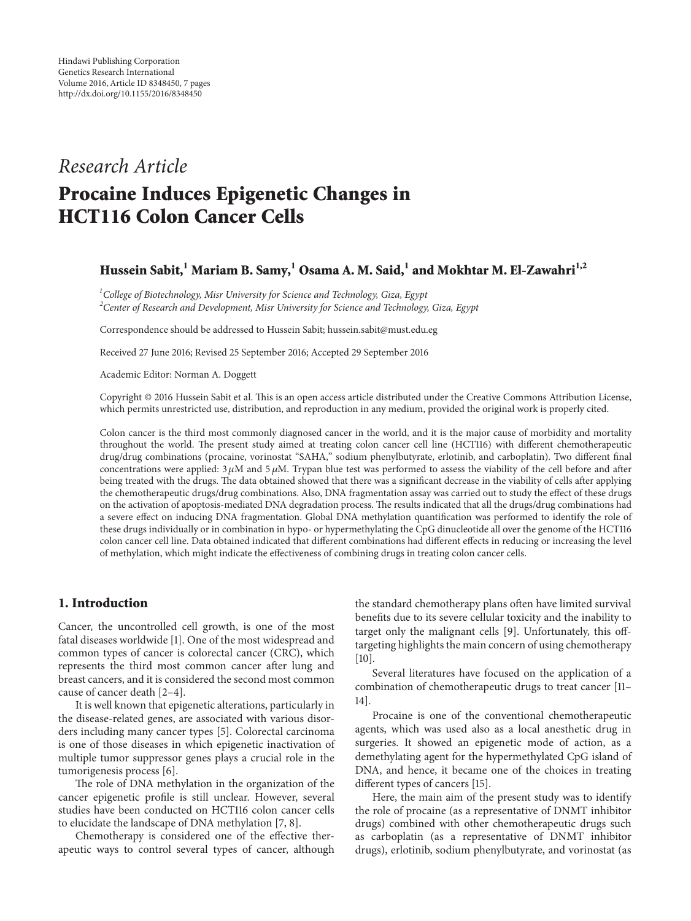Hindawi Publishing Corporation
Genetics Research International
Volume 2016, Article ID 8348450, 7 pages
http://dx.doi.org/10.1155/2016/8348450

*Research Article*

# Procaine Induces Epigenetic Changes in HCT116 Colon Cancer Cells

**Hussein Sabit,[1] Mariam B. Samy,[1] Osama A. M. Said,[1] and Mokhtar M. El-Zawahri[1,2]**

[1] *College of Biotechnology, Misr University for Science and Technology, Giza, Egypt*
[2] *Center of Research and Development, Misr University for Science and Technology, Giza, Egypt*

Correspondence should be addressed to Hussein Sabit; hussein.sabit@must.edu.eg

Received 27 June 2016; Revised 25 September 2016; Accepted 29 September 2016

Academic Editor: Norman A. Doggett

Copyright © 2016 Hussein Sabit et al. This is an open access article distributed under the Creative Commons Attribution License, which permits unrestricted use, distribution, and reproduction in any medium, provided the original work is properly cited.

Colon cancer is the third most commonly diagnosed cancer in the world, and it is the major cause of morbidity and mortality throughout the world. The present study aimed at treating colon cancer cell line (HCT116) with different chemotherapeutic drug/drug combinations (procaine, vorinostat "SAHA," sodium phenylbutyrate, erlotinib, and carboplatin). Two different final concentrations were applied: 3 $\mu$M and 5 $\mu$M. Trypan blue test was performed to assess the viability of the cell before and after being treated with the drugs. The data obtained showed that there was a significant decrease in the viability of cells after applying the chemotherapeutic drugs/drug combinations. Also, DNA fragmentation assay was carried out to study the effect of these drugs on the activation of apoptosis-mediated DNA degradation process. The results indicated that all the drugs/drug combinations had a severe effect on inducing DNA fragmentation. Global DNA methylation quantification was performed to identify the role of these drugs individually or in combination in hypo- or hypermethylating the CpG dinucleotide all over the genome of the HCT116 colon cancer cell line. Data obtained indicated that different combinations had different effects in reducing or increasing the level of methylation, which might indicate the effectiveness of combining drugs in treating colon cancer cells.

## 1. Introduction

Cancer, the uncontrolled cell growth, is one of the most fatal diseases worldwide [1]. One of the most widespread and common types of cancer is colorectal cancer (CRC), which represents the third most common cancer after lung and breast cancers, and it is considered the second most common cause of cancer death [2–4].

It is well known that epigenetic alterations, particularly in the disease-related genes, are associated with various disorders including many cancer types [5]. Colorectal carcinoma is one of those diseases in which epigenetic inactivation of multiple tumor suppressor genes plays a crucial role in the tumorigenesis process [6].

The role of DNA methylation in the organization of the cancer epigenetic profile is still unclear. However, several studies have been conducted on HCT116 colon cancer cells to elucidate the landscape of DNA methylation [7, 8].

Chemotherapy is considered one of the effective therapeutic ways to control several types of cancer, although the standard chemotherapy plans often have limited survival benefits due to its severe cellular toxicity and the inability to target only the malignant cells [9]. Unfortunately, this off-targeting highlights the main concern of using chemotherapy [10].

Several literatures have focused on the application of a combination of chemotherapeutic drugs to treat cancer [11–14].

Procaine is one of the conventional chemotherapeutic agents, which was used also as a local anesthetic drug in surgeries. It showed an epigenetic mode of action, as a demethylating agent for the hypermethylated CpG island of DNA, and hence, it became one of the choices in treating different types of cancers [15].

Here, the main aim of the present study was to identify the role of procaine (as a representative of DNMT inhibitor drugs) combined with other chemotherapeutic drugs such as carboplatin (as a representative of DNMT inhibitor drugs), erlotinib, sodium phenylbutyrate, and vorinostat (as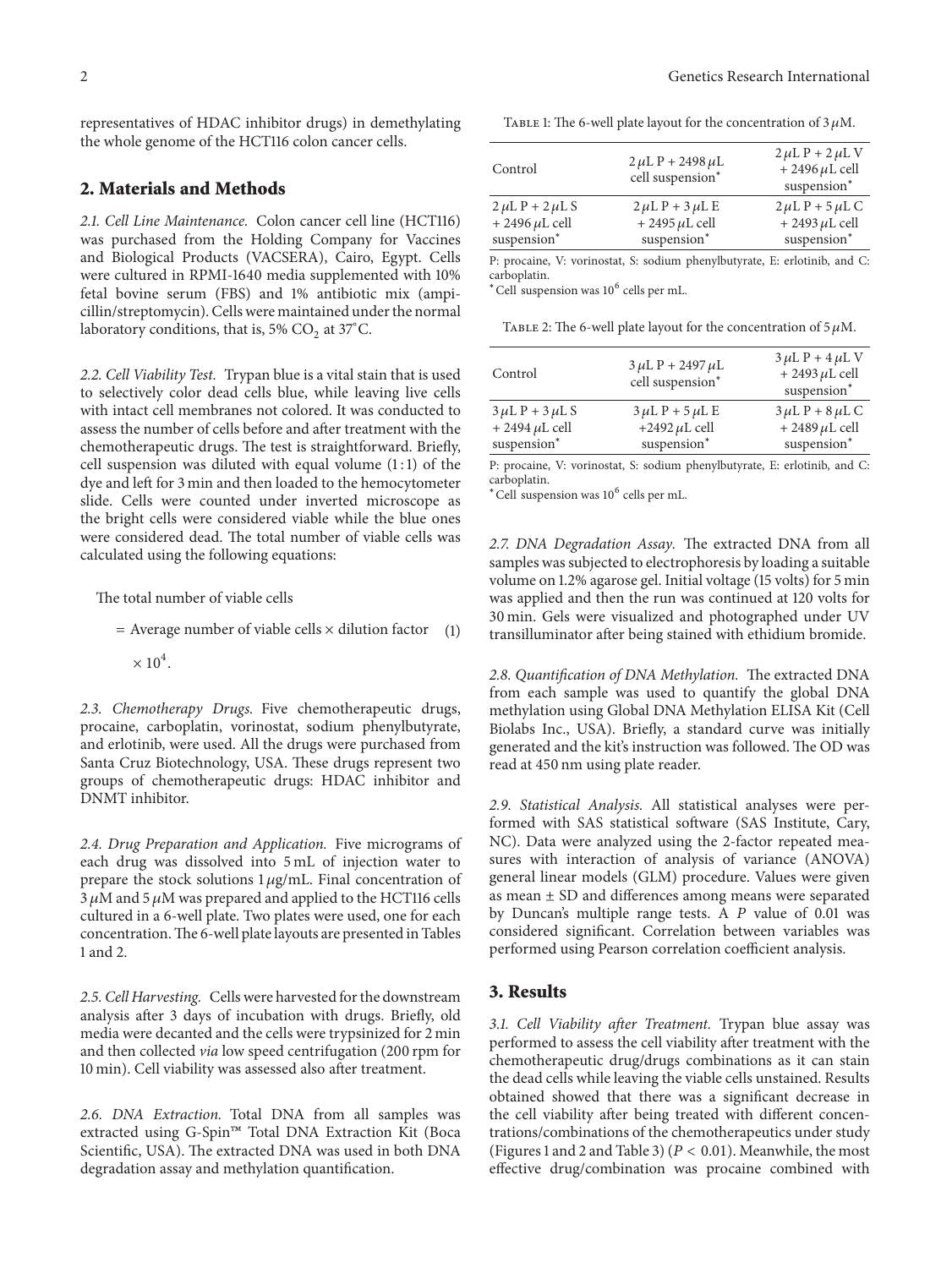representatives of HDAC inhibitor drugs) in demethylating the whole genome of the HCT116 colon cancer cells.

## 2. Materials and Methods

*2.1. Cell Line Maintenance.* Colon cancer cell line (HCT116) was purchased from the Holding Company for Vaccines and Biological Products (VACSERA), Cairo, Egypt. Cells were cultured in RPMI-1640 media supplemented with 10% fetal bovine serum (FBS) and 1% antibiotic mix (ampicillin/streptomycin). Cells were maintained under the normal laboratory conditions, that is, 5% $CO_2$ at 37°C.

*2.2. Cell Viability Test.* Trypan blue is a vital stain that is used to selectively color dead cells blue, while leaving live cells with intact cell membranes not colored. It was conducted to assess the number of cells before and after treatment with the chemotherapeutic drugs. The test is straightforward. Briefly, cell suspension was diluted with equal volume (1 : 1) of the dye and left for 3 min and then loaded to the hemocytometer slide. Cells were counted under inverted microscope as the bright cells were considered viable while the blue ones were considered dead. The total number of viable cells was calculated using the following equations:

$$\text{The total number of viable cells} = \text{Average number of viable cells} \times \text{dilution factor} \times 10^4. \tag{1}$$

*2.3. Chemotherapy Drugs.* Five chemotherapeutic drugs, procaine, carboplatin, vorinostat, sodium phenylbutyrate, and erlotinib, were used. All the drugs were purchased from Santa Cruz Biotechnology, USA. These drugs represent two groups of chemotherapeutic drugs: HDAC inhibitor and DNMT inhibitor.

*2.4. Drug Preparation and Application.* Five micrograms of each drug was dissolved into 5 mL of injection water to prepare the stock solutions 1 $\mu$g/mL. Final concentration of 3 $\mu$M and 5 $\mu$M was prepared and applied to the HCT116 cells cultured in a 6-well plate. Two plates were used, one for each concentration. The 6-well plate layouts are presented in Tables 1 and 2.

*2.5. Cell Harvesting.* Cells were harvested for the downstream analysis after 3 days of incubation with drugs. Briefly, old media were decanted and the cells were trypsinized for 2 min and then collected *via* low speed centrifugation (200 rpm for 10 min). Cell viability was assessed also after treatment.

*2.6. DNA Extraction.* Total DNA from all samples was extracted using G-Spin™ Total DNA Extraction Kit (Boca Scientific, USA). The extracted DNA was used in both DNA degradation assay and methylation quantification.

Table 1: The 6-well plate layout for the concentration of 3 $\mu$M.

| Control | 2 $\mu$L P + 2498 $\mu$L cell suspension* | 2 $\mu$L P + 2 $\mu$L V + 2496 $\mu$L cell suspension* |
|---|---|---|
| 2 $\mu$L P + 2 $\mu$L S + 2496 $\mu$L cell suspension* | 2 $\mu$L P + 3 $\mu$L E + 2495 $\mu$L cell suspension* | 2 $\mu$L P + 5 $\mu$L C + 2493 $\mu$L cell suspension* |

P: procaine, V: vorinostat, S: sodium phenylbutyrate, E: erlotinib, and C: carboplatin.
*Cell suspension was $10^6$ cells per mL.

Table 2: The 6-well plate layout for the concentration of 5 $\mu$M.

| Control | 3 $\mu$L P + 2497 $\mu$L cell suspension* | 3 $\mu$L P + 4 $\mu$L V + 2493 $\mu$L cell suspension* |
|---|---|---|
| 3 $\mu$L P + 3 $\mu$L S + 2494 $\mu$L cell suspension* | 3 $\mu$L P + 5 $\mu$L E +2492 $\mu$L cell suspension* | 3 $\mu$L P + 8 $\mu$L C + 2489 $\mu$L cell suspension* |

P: procaine, V: vorinostat, S: sodium phenylbutyrate, E: erlotinib, and C: carboplatin.
*Cell suspension was $10^6$ cells per mL.

*2.7. DNA Degradation Assay.* The extracted DNA from all samples was subjected to electrophoresis by loading a suitable volume on 1.2% agarose gel. Initial voltage (15 volts) for 5 min was applied and then the run was continued at 120 volts for 30 min. Gels were visualized and photographed under UV transilluminator after being stained with ethidium bromide.

*2.8. Quantification of DNA Methylation.* The extracted DNA from each sample was used to quantify the global DNA methylation using Global DNA Methylation ELISA Kit (Cell Biolabs Inc., USA). Briefly, a standard curve was initially generated and the kit's instruction was followed. The OD was read at 450 nm using plate reader.

*2.9. Statistical Analysis.* All statistical analyses were performed with SAS statistical software (SAS Institute, Cary, NC). Data were analyzed using the 2-factor repeated measures with interaction of analysis of variance (ANOVA) general linear models (GLM) procedure. Values were given as mean ± SD and differences among means were separated by Duncan's multiple range tests. A $P$ value of 0.01 was considered significant. Correlation between variables was performed using Pearson correlation coefficient analysis.

## 3. Results

*3.1. Cell Viability after Treatment.* Trypan blue assay was performed to assess the cell viability after treatment with the chemotherapeutic drug/drugs combinations as it can stain the dead cells while leaving the viable cells unstained. Results obtained showed that there was a significant decrease in the cell viability after being treated with different concentrations/combinations of the chemotherapeutics under study (Figures 1 and 2 and Table 3) ($P < 0.01$). Meanwhile, the most effective drug/combination was procaine combined with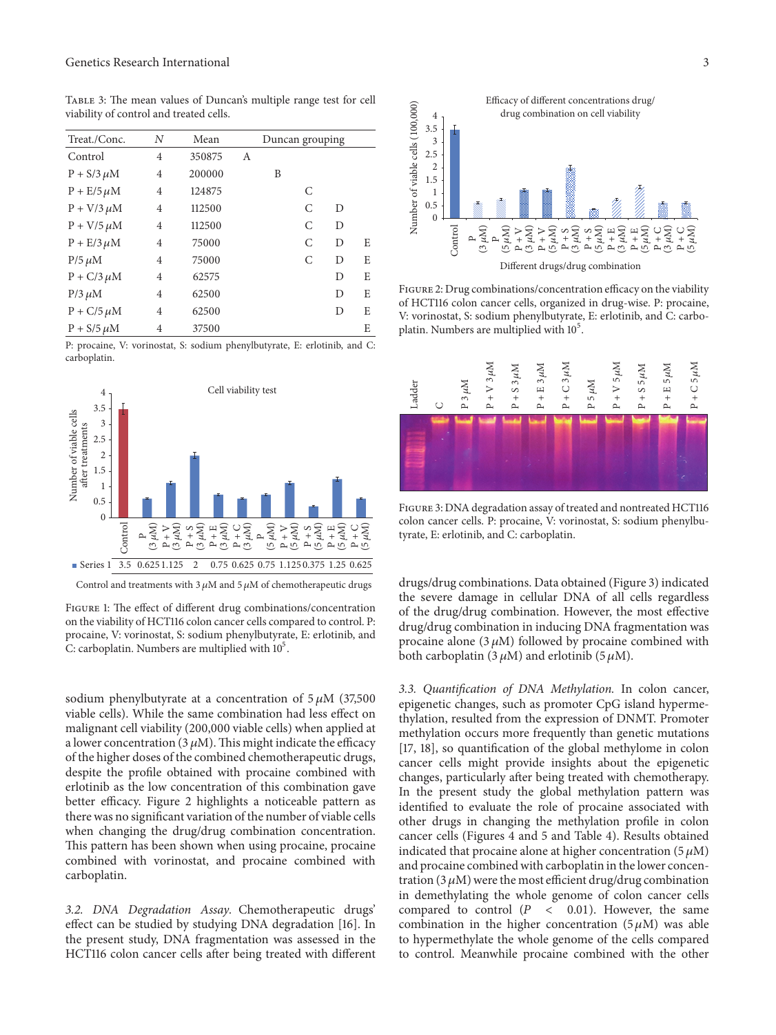Table 3: The mean values of Duncan's multiple range test for cell viability of control and treated cells.

| Treat./Conc. | N | Mean | Duncan grouping | | | | |
|---|---|---|---|---|---|---|---|
| Control | 4 | 350875 | A | | | | |
| P + S/3 μM | 4 | 200000 | | B | | | |
| P + E/5 μM | 4 | 124875 | | | C | | |
| P + V/3 μM | 4 | 112500 | | | C | D | |
| P + V/5 μM | 4 | 112500 | | | C | D | |
| P + E/3 μM | 4 | 75000 | | | C | D | E |
| P/5 μM | 4 | 75000 | | | C | D | E |
| P + C/3 μM | 4 | 62575 | | | | D | E |
| P/3 μM | 4 | 62500 | | | | D | E |
| P + C/5 μM | 4 | 62500 | | | | D | E |
| P + S/5 μM | 4 | 37500 | | | | | E |

P: procaine, V: vorinostat, S: sodium phenylbutyrate, E: erlotinib, and C: carboplatin.

Figure 1: The effect of different drug combinations/concentration on the viability of HCT116 colon cancer cells compared to control. P: procaine, V: vorinostat, S: sodium phenylbutyrate, E: erlotinib, and C: carboplatin. Numbers are multiplied with $10^5$.

sodium phenylbutyrate at a concentration of 5 μM (37,500 viable cells). While the same combination had less effect on malignant cell viability (200,000 viable cells) when applied at a lower concentration (3 μM). This might indicate the efficacy of the higher doses of the combined chemotherapeutic drugs, despite the profile obtained with procaine combined with erlotinib as the low concentration of this combination gave better efficacy. Figure 2 highlights a noticeable pattern as there was no significant variation of the number of viable cells when changing the drug/drug combination concentration. This pattern has been shown when using procaine, procaine combined with vorinostat, and procaine combined with carboplatin.

*3.2. DNA Degradation Assay.* Chemotherapeutic drugs' effect can be studied by studying DNA degradation [16]. In the present study, DNA fragmentation was assessed in the HCT116 colon cancer cells after being treated with different

Figure 2: Drug combinations/concentration efficacy on the viability of HCT116 colon cancer cells, organized in drug-wise. P: procaine, V: vorinostat, S: sodium phenylbutyrate, E: erlotinib, and C: carboplatin. Numbers are multiplied with $10^5$.

Figure 3: DNA degradation assay of treated and nontreated HCT116 colon cancer cells. P: procaine, V: vorinostat, S: sodium phenylbutyrate, E: erlotinib, and C: carboplatin.

drugs/drug combinations. Data obtained (Figure 3) indicated the severe damage in cellular DNA of all cells regardless of the drug/drug combination. However, the most effective drug/drug combination in inducing DNA fragmentation was procaine alone (3 μM) followed by procaine combined with both carboplatin (3 μM) and erlotinib (5 μM).

*3.3. Quantification of DNA Methylation.* In colon cancer, epigenetic changes, such as promoter CpG island hypermethylation, resulted from the expression of DNMT. Promoter methylation occurs more frequently than genetic mutations [17, 18], so quantification of the global methylome in colon cancer cells might provide insights about the epigenetic changes, particularly after being treated with chemotherapy. In the present study the global methylation pattern was identified to evaluate the role of procaine associated with other drugs in changing the methylation profile in colon cancer cells (Figures 4 and 5 and Table 4). Results obtained indicated that procaine alone at higher concentration (5 μM) and procaine combined with carboplatin in the lower concentration (3 μM) were the most efficient drug/drug combination in demethylating the whole genome of colon cancer cells compared to control ($P < 0.01$). However, the same combination in the higher concentration (5 μM) was able to hypermethylate the whole genome of the cells compared to control. Meanwhile procaine combined with the other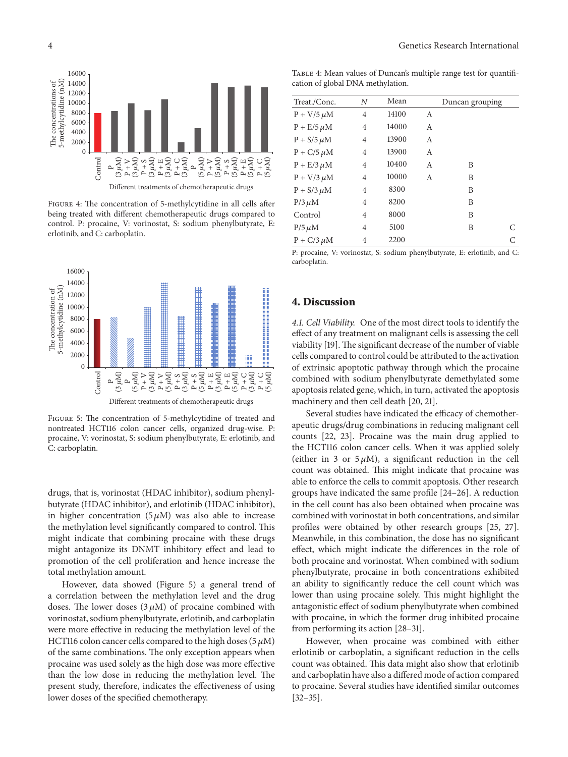FIGURE 4: The concentration of 5-methylcytidine in all cells after being treated with different chemotherapeutic drugs compared to control. P: procaine, V: vorinostat, S: sodium phenylbutyrate, E: erlotinib, and C: carboplatin.

FIGURE 5: The concentration of 5-methylcytidine of treated and nontreated HCT116 colon cancer cells, organized drug-wise. P: procaine, V: vorinostat, S: sodium phenylbutyrate, E: erlotinib, and C: carboplatin.

drugs, that is, vorinostat (HDAC inhibitor), sodium phenylbutyrate (HDAC inhibitor), and erlotinib (HDAC inhibitor), in higher concentration (5 $\mu$M) was also able to increase the methylation level significantly compared to control. This might indicate that combining procaine with these drugs might antagonize its DNMT inhibitory effect and lead to promotion of the cell proliferation and hence increase the total methylation amount.

However, data showed (Figure 5) a general trend of a correlation between the methylation level and the drug doses. The lower doses (3 $\mu$M) of procaine combined with vorinostat, sodium phenylbutyrate, erlotinib, and carboplatin were more effective in reducing the methylation level of the HCT116 colon cancer cells compared to the high doses (5 $\mu$M) of the same combinations. The only exception appears when procaine was used solely as the high dose was more effective than the low dose in reducing the methylation level. The present study, therefore, indicates the effectiveness of using lower doses of the specified chemotherapy.

TABLE 4: Mean values of Duncan's multiple range test for quantification of global DNA methylation.

| Treat./Conc. | $N$ | Mean | Duncan grouping | | |
|---|---|---|---|---|---|
| P + V/5 $\mu$M | 4 | 14100 | A | | |
| P + E/5 $\mu$M | 4 | 14000 | A | | |
| P + S/5 $\mu$M | 4 | 13900 | A | | |
| P + C/5 $\mu$M | 4 | 13900 | A | | |
| P + E/3 $\mu$M | 4 | 10400 | A | B | |
| P + V/3 $\mu$M | 4 | 10000 | A | B | |
| P + S/3 $\mu$M | 4 | 8300 | | B | |
| P/3 $\mu$M | 4 | 8200 | | B | |
| Control | 4 | 8000 | | B | |
| P/5 $\mu$M | 4 | 5100 | | B | C |
| P + C/3 $\mu$M | 4 | 2200 | | | C |

P: procaine, V: vorinostat, S: sodium phenylbutyrate, E: erlotinib, and C: carboplatin.

## 4. Discussion

*4.1. Cell Viability.* One of the most direct tools to identify the effect of any treatment on malignant cells is assessing the cell viability [19]. The significant decrease of the number of viable cells compared to control could be attributed to the activation of extrinsic apoptotic pathway through which the procaine combined with sodium phenylbutyrate demethylated some apoptosis related gene, which, in turn, activated the apoptosis machinery and then cell death [20, 21].

Several studies have indicated the efficacy of chemotherapeutic drugs/drug combinations in reducing malignant cell counts [22, 23]. Procaine was the main drug applied to the HCT116 colon cancer cells. When it was applied solely (either in 3 or 5 $\mu$M), a significant reduction in the cell count was obtained. This might indicate that procaine was able to enforce the cells to commit apoptosis. Other research groups have indicated the same profile [24–26]. A reduction in the cell count has also been obtained when procaine was combined with vorinostat in both concentrations, and similar profiles were obtained by other research groups [25, 27]. Meanwhile, in this combination, the dose has no significant effect, which might indicate the differences in the role of both procaine and vorinostat. When combined with sodium phenylbutyrate, procaine in both concentrations exhibited an ability to significantly reduce the cell count which was lower than using procaine solely. This might highlight the antagonistic effect of sodium phenylbutyrate when combined with procaine, in which the former drug inhibited procaine from performing its action [28–31].

However, when procaine was combined with either erlotinib or carboplatin, a significant reduction in the cells count was obtained. This data might also show that erlotinib and carboplatin have also a differed mode of action compared to procaine. Several studies have identified similar outcomes [32–35].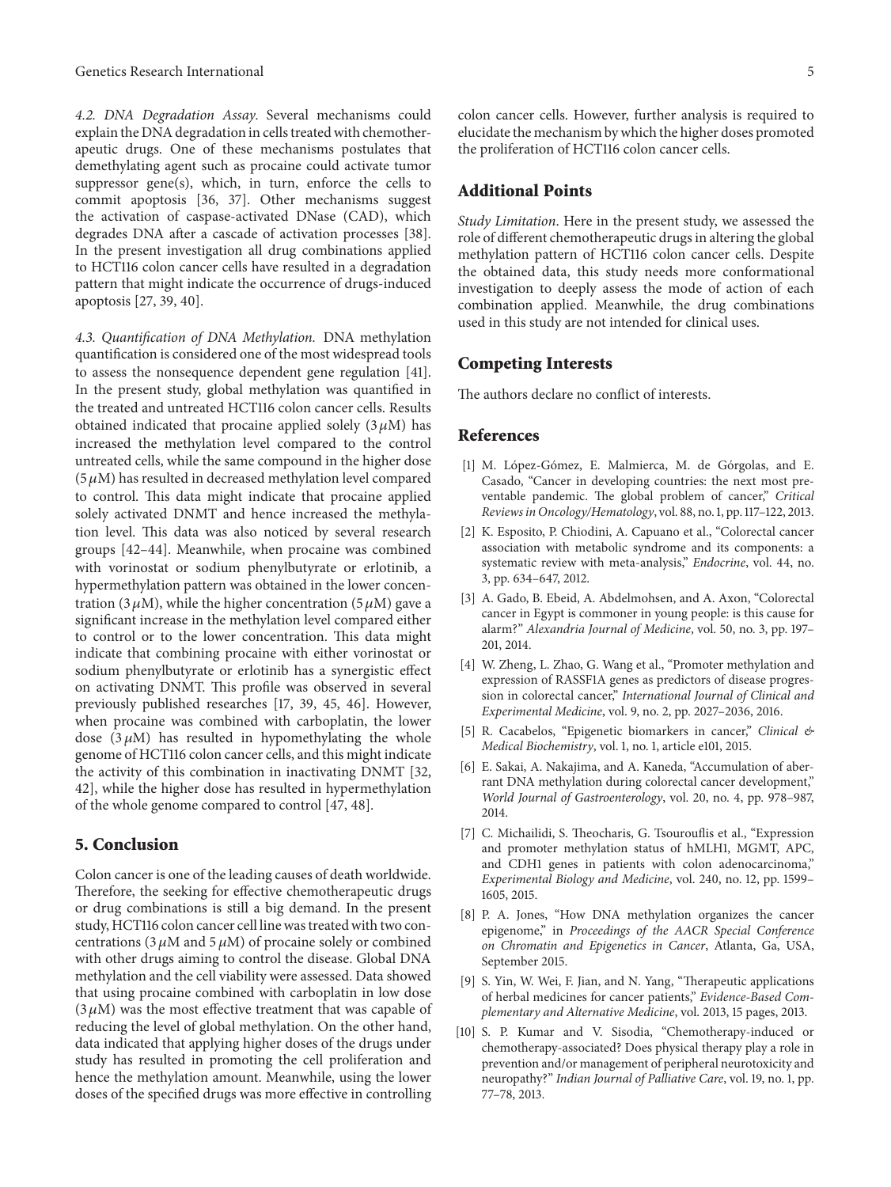*4.2. DNA Degradation Assay.* Several mechanisms could explain the DNA degradation in cells treated with chemotherapeutic drugs. One of these mechanisms postulates that demethylating agent such as procaine could activate tumor suppressor gene(s), which, in turn, enforce the cells to commit apoptosis [36, 37]. Other mechanisms suggest the activation of caspase-activated DNase (CAD), which degrades DNA after a cascade of activation processes [38]. In the present investigation all drug combinations applied to HCT116 colon cancer cells have resulted in a degradation pattern that might indicate the occurrence of drugs-induced apoptosis [27, 39, 40].

*4.3. Quantification of DNA Methylation.* DNA methylation quantification is considered one of the most widespread tools to assess the nonsequence dependent gene regulation [41]. In the present study, global methylation was quantified in the treated and untreated HCT116 colon cancer cells. Results obtained indicated that procaine applied solely ($3\,\mu$M) has increased the methylation level compared to the control untreated cells, while the same compound in the higher dose ($5\,\mu$M) has resulted in decreased methylation level compared to control. This data might indicate that procaine applied solely activated DNMT and hence increased the methylation level. This data was also noticed by several research groups [42–44]. Meanwhile, when procaine was combined with vorinostat or sodium phenylbutyrate or erlotinib, a hypermethylation pattern was obtained in the lower concentration ($3\,\mu$M), while the higher concentration ($5\,\mu$M) gave a significant increase in the methylation level compared either to control or to the lower concentration. This data might indicate that combining procaine with either vorinostat or sodium phenylbutyrate or erlotinib has a synergistic effect on activating DNMT. This profile was observed in several previously published researches [17, 39, 45, 46]. However, when procaine was combined with carboplatin, the lower dose ($3\,\mu$M) has resulted in hypomethylating the whole genome of HCT116 colon cancer cells, and this might indicate the activity of this combination in inactivating DNMT [32, 42], while the higher dose has resulted in hypermethylation of the whole genome compared to control [47, 48].

## 5. Conclusion

Colon cancer is one of the leading causes of death worldwide. Therefore, the seeking for effective chemotherapeutic drugs or drug combinations is still a big demand. In the present study, HCT116 colon cancer cell line was treated with two concentrations ($3\,\mu$M and $5\,\mu$M) of procaine solely or combined with other drugs aiming to control the disease. Global DNA methylation and the cell viability were assessed. Data showed that using procaine combined with carboplatin in low dose ($3\,\mu$M) was the most effective treatment that was capable of reducing the level of global methylation. On the other hand, data indicated that applying higher doses of the drugs under study has resulted in promoting the cell proliferation and hence the methylation amount. Meanwhile, using the lower doses of the specified drugs was more effective in controlling colon cancer cells. However, further analysis is required to elucidate the mechanism by which the higher doses promoted the proliferation of HCT116 colon cancer cells.

## Additional Points

*Study Limitation.* Here in the present study, we assessed the role of different chemotherapeutic drugs in altering the global methylation pattern of HCT116 colon cancer cells. Despite the obtained data, this study needs more conformational investigation to deeply assess the mode of action of each combination applied. Meanwhile, the drug combinations used in this study are not intended for clinical uses.

## Competing Interests

The authors declare no conflict of interests.

## References

[1] M. López-Gómez, E. Malmierca, M. de Górgolas, and E. Casado, "Cancer in developing countries: the next most preventable pandemic. The global problem of cancer," *Critical Reviews in Oncology/Hematology*, vol. 88, no. 1, pp. 117–122, 2013.

[2] K. Esposito, P. Chiodini, A. Capuano et al., "Colorectal cancer association with metabolic syndrome and its components: a systematic review with meta-analysis," *Endocrine*, vol. 44, no. 3, pp. 634–647, 2012.

[3] A. Gado, B. Ebeid, A. Abdelmohsen, and A. Axon, "Colorectal cancer in Egypt is commoner in young people: is this cause for alarm?" *Alexandria Journal of Medicine*, vol. 50, no. 3, pp. 197–201, 2014.

[4] W. Zheng, L. Zhao, G. Wang et al., "Promoter methylation and expression of RASSF1A genes as predictors of disease progression in colorectal cancer," *International Journal of Clinical and Experimental Medicine*, vol. 9, no. 2, pp. 2027–2036, 2016.

[5] R. Cacabelos, "Epigenetic biomarkers in cancer," *Clinical & Medical Biochemistry*, vol. 1, no. 1, article e101, 2015.

[6] E. Sakai, A. Nakajima, and A. Kaneda, "Accumulation of aberrant DNA methylation during colorectal cancer development," *World Journal of Gastroenterology*, vol. 20, no. 4, pp. 978–987, 2014.

[7] C. Michailidi, S. Theocharis, G. Tsourouflis et al., "Expression and promoter methylation status of hMLH1, MGMT, APC, and CDH1 genes in patients with colon adenocarcinoma," *Experimental Biology and Medicine*, vol. 240, no. 12, pp. 1599–1605, 2015.

[8] P. A. Jones, "How DNA methylation organizes the cancer epigenome," in *Proceedings of the AACR Special Conference on Chromatin and Epigenetics in Cancer*, Atlanta, Ga, USA, September 2015.

[9] S. Yin, W. Wei, F. Jian, and N. Yang, "Therapeutic applications of herbal medicines for cancer patients," *Evidence-Based Complementary and Alternative Medicine*, vol. 2013, 15 pages, 2013.

[10] S. P. Kumar and V. Sisodia, "Chemotherapy-induced or chemotherapy-associated? Does physical therapy play a role in prevention and/or management of peripheral neurotoxicity and neuropathy?" *Indian Journal of Palliative Care*, vol. 19, no. 1, pp. 77–78, 2013.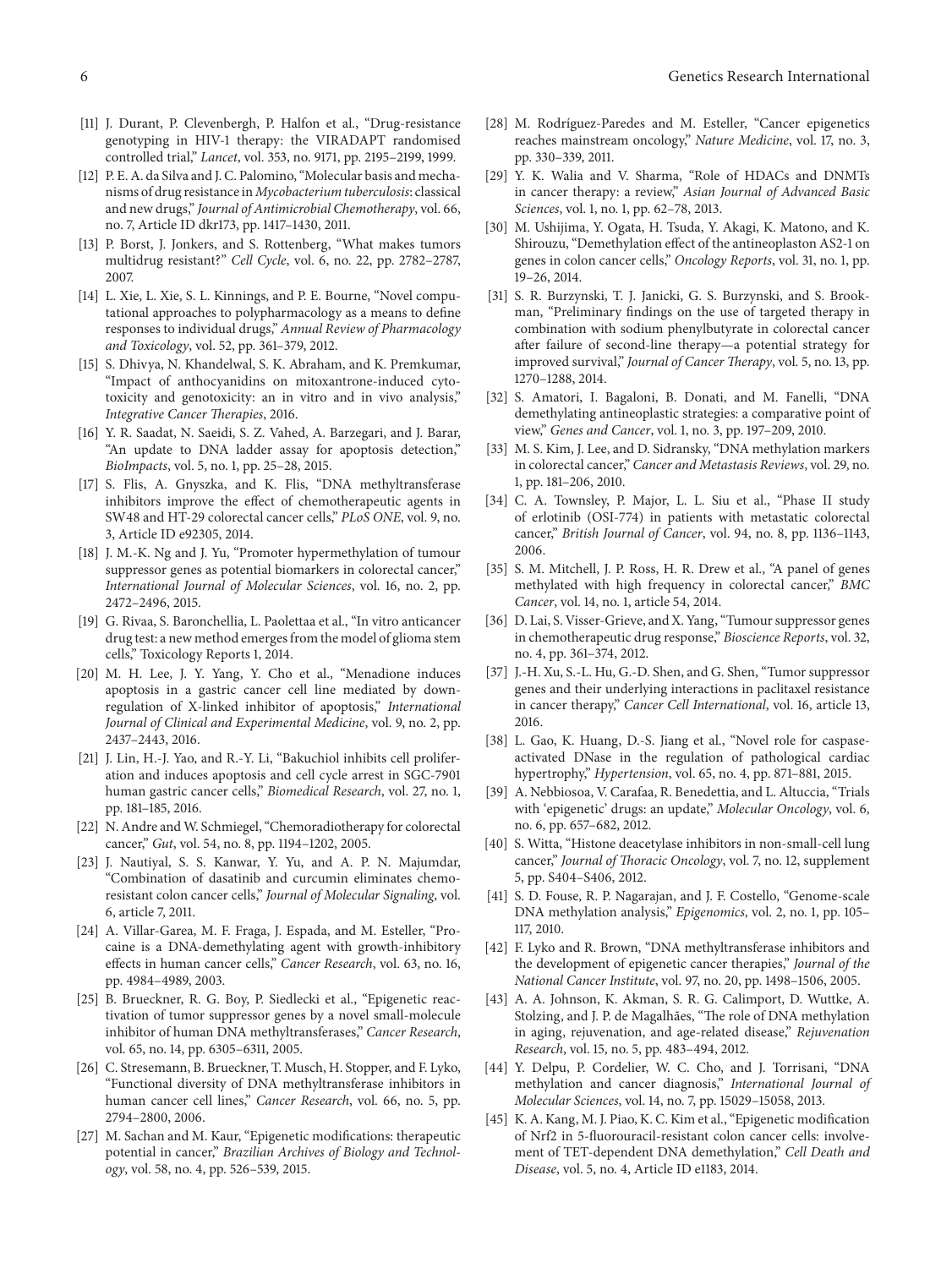[11] J. Durant, P. Clevenbergh, P. Halfon et al., "Drug-resistance genotyping in HIV-1 therapy: the VIRADAPT randomised controlled trial," *Lancet*, vol. 353, no. 9171, pp. 2195–2199, 1999.

[12] P. E. A. da Silva and J. C. Palomino, "Molecular basis and mechanisms of drug resistance in *Mycobacterium tuberculosis*: classical and new drugs," *Journal of Antimicrobial Chemotherapy*, vol. 66, no. 7, Article ID dkr173, pp. 1417–1430, 2011.

[13] P. Borst, J. Jonkers, and S. Rottenberg, "What makes tumors multidrug resistant?" *Cell Cycle*, vol. 6, no. 22, pp. 2782–2787, 2007.

[14] L. Xie, L. Xie, S. L. Kinnings, and P. E. Bourne, "Novel computational approaches to polypharmacology as a means to define responses to individual drugs," *Annual Review of Pharmacology and Toxicology*, vol. 52, pp. 361–379, 2012.

[15] S. Dhivya, N. Khandelwal, S. K. Abraham, and K. Premkumar, "Impact of anthocyanidins on mitoxantrone-induced cytotoxicity and genotoxicity: an in vitro and in vivo analysis," *Integrative Cancer Therapies*, 2016.

[16] Y. R. Saadat, N. Saeidi, S. Z. Vahed, A. Barzegari, and J. Barar, "An update to DNA ladder assay for apoptosis detection," *BioImpacts*, vol. 5, no. 1, pp. 25–28, 2015.

[17] S. Flis, A. Gnyszka, and K. Flis, "DNA methyltransferase inhibitors improve the effect of chemotherapeutic agents in SW48 and HT-29 colorectal cancer cells," *PLoS ONE*, vol. 9, no. 3, Article ID e92305, 2014.

[18] J. M.-K. Ng and J. Yu, "Promoter hypermethylation of tumour suppressor genes as potential biomarkers in colorectal cancer," *International Journal of Molecular Sciences*, vol. 16, no. 2, pp. 2472–2496, 2015.

[19] G. Rivaa, S. Baronchellia, L. Paolettaa et al., "In vitro anticancer drug test: a new method emerges from the model of glioma stem cells," Toxicology Reports 1, 2014.

[20] M. H. Lee, J. Y. Yang, Y. Cho et al., "Menadione induces apoptosis in a gastric cancer cell line mediated by down-regulation of X-linked inhibitor of apoptosis," *International Journal of Clinical and Experimental Medicine*, vol. 9, no. 2, pp. 2437–2443, 2016.

[21] J. Lin, H.-J. Yao, and R.-Y. Li, "Bakuchiol inhibits cell proliferation and induces apoptosis and cell cycle arrest in SGC-7901 human gastric cancer cells," *Biomedical Research*, vol. 27, no. 1, pp. 181–185, 2016.

[22] N. Andre and W. Schmiegel, "Chemoradiotherapy for colorectal cancer," *Gut*, vol. 54, no. 8, pp. 1194–1202, 2005.

[23] J. Nautiyal, S. S. Kanwar, Y. Yu, and A. P. N. Majumdar, "Combination of dasatinib and curcumin eliminates chemo-resistant colon cancer cells," *Journal of Molecular Signaling*, vol. 6, article 7, 2011.

[24] A. Villar-Garea, M. F. Fraga, J. Espada, and M. Esteller, "Procaine is a DNA-demethylating agent with growth-inhibitory effects in human cancer cells," *Cancer Research*, vol. 63, no. 16, pp. 4984–4989, 2003.

[25] B. Brueckner, R. G. Boy, P. Siedlecki et al., "Epigenetic reactivation of tumor suppressor genes by a novel small-molecule inhibitor of human DNA methyltransferases," *Cancer Research*, vol. 65, no. 14, pp. 6305–6311, 2005.

[26] C. Stresemann, B. Brueckner, T. Musch, H. Stopper, and F. Lyko, "Functional diversity of DNA methyltransferase inhibitors in human cancer cell lines," *Cancer Research*, vol. 66, no. 5, pp. 2794–2800, 2006.

[27] M. Sachan and M. Kaur, "Epigenetic modifications: therapeutic potential in cancer," *Brazilian Archives of Biology and Technology*, vol. 58, no. 4, pp. 526–539, 2015.

[28] M. Rodríguez-Paredes and M. Esteller, "Cancer epigenetics reaches mainstream oncology," *Nature Medicine*, vol. 17, no. 3, pp. 330–339, 2011.

[29] Y. K. Walia and V. Sharma, "Role of HDACs and DNMTs in cancer therapy: a review," *Asian Journal of Advanced Basic Sciences*, vol. 1, no. 1, pp. 62–78, 2013.

[30] M. Ushijima, Y. Ogata, H. Tsuda, Y. Akagi, K. Matono, and K. Shirouzu, "Demethylation effect of the antineoplaston AS2-1 on genes in colon cancer cells," *Oncology Reports*, vol. 31, no. 1, pp. 19–26, 2014.

[31] S. R. Burzynski, T. J. Janicki, G. S. Burzynski, and S. Brookman, "Preliminary findings on the use of targeted therapy in combination with sodium phenylbutyrate in colorectal cancer after failure of second-line therapy—a potential strategy for improved survival," *Journal of Cancer Therapy*, vol. 5, no. 13, pp. 1270–1288, 2014.

[32] S. Amatori, I. Bagaloni, B. Donati, and M. Fanelli, "DNA demethylating antineoplastic strategies: a comparative point of view," *Genes and Cancer*, vol. 1, no. 3, pp. 197–209, 2010.

[33] M. S. Kim, J. Lee, and D. Sidransky, "DNA methylation markers in colorectal cancer," *Cancer and Metastasis Reviews*, vol. 29, no. 1, pp. 181–206, 2010.

[34] C. A. Townsley, P. Major, L. L. Siu et al., "Phase II study of erlotinib (OSI-774) in patients with metastatic colorectal cancer," *British Journal of Cancer*, vol. 94, no. 8, pp. 1136–1143, 2006.

[35] S. M. Mitchell, J. P. Ross, H. R. Drew et al., "A panel of genes methylated with high frequency in colorectal cancer," *BMC Cancer*, vol. 14, no. 1, article 54, 2014.

[36] D. Lai, S. Visser-Grieve, and X. Yang, "Tumour suppressor genes in chemotherapeutic drug response," *Bioscience Reports*, vol. 32, no. 4, pp. 361–374, 2012.

[37] J.-H. Xu, S.-L. Hu, G.-D. Shen, and G. Shen, "Tumor suppressor genes and their underlying interactions in paclitaxel resistance in cancer therapy," *Cancer Cell International*, vol. 16, article 13, 2016.

[38] L. Gao, K. Huang, D.-S. Jiang et al., "Novel role for caspase-activated DNase in the regulation of pathological cardiac hypertrophy," *Hypertension*, vol. 65, no. 4, pp. 871–881, 2015.

[39] A. Nebbiosoa, V. Carafaa, R. Benedettia, and L. Altuccia, "Trials with 'epigenetic' drugs: an update," *Molecular Oncology*, vol. 6, no. 6, pp. 657–682, 2012.

[40] S. Witta, "Histone deacetylase inhibitors in non-small-cell lung cancer," *Journal of Thoracic Oncology*, vol. 7, no. 12, supplement 5, pp. S404–S406, 2012.

[41] S. D. Fouse, R. P. Nagarajan, and J. F. Costello, "Genome-scale DNA methylation analysis," *Epigenomics*, vol. 2, no. 1, pp. 105–117, 2010.

[42] F. Lyko and R. Brown, "DNA methyltransferase inhibitors and the development of epigenetic cancer therapies," *Journal of the National Cancer Institute*, vol. 97, no. 20, pp. 1498–1506, 2005.

[43] A. A. Johnson, K. Akman, S. R. G. Calimport, D. Wuttke, A. Stolzing, and J. P. de Magalhães, "The role of DNA methylation in aging, rejuvenation, and age-related disease," *Rejuvenation Research*, vol. 15, no. 5, pp. 483–494, 2012.

[44] Y. Delpu, P. Cordelier, W. C. Cho, and J. Torrisani, "DNA methylation and cancer diagnosis," *International Journal of Molecular Sciences*, vol. 14, no. 7, pp. 15029–15058, 2013.

[45] K. A. Kang, M. J. Piao, K. C. Kim et al., "Epigenetic modification of Nrf2 in 5-fluorouracil-resistant colon cancer cells: involvement of TET-dependent DNA demethylation," *Cell Death and Disease*, vol. 5, no. 4, Article ID e1183, 2014.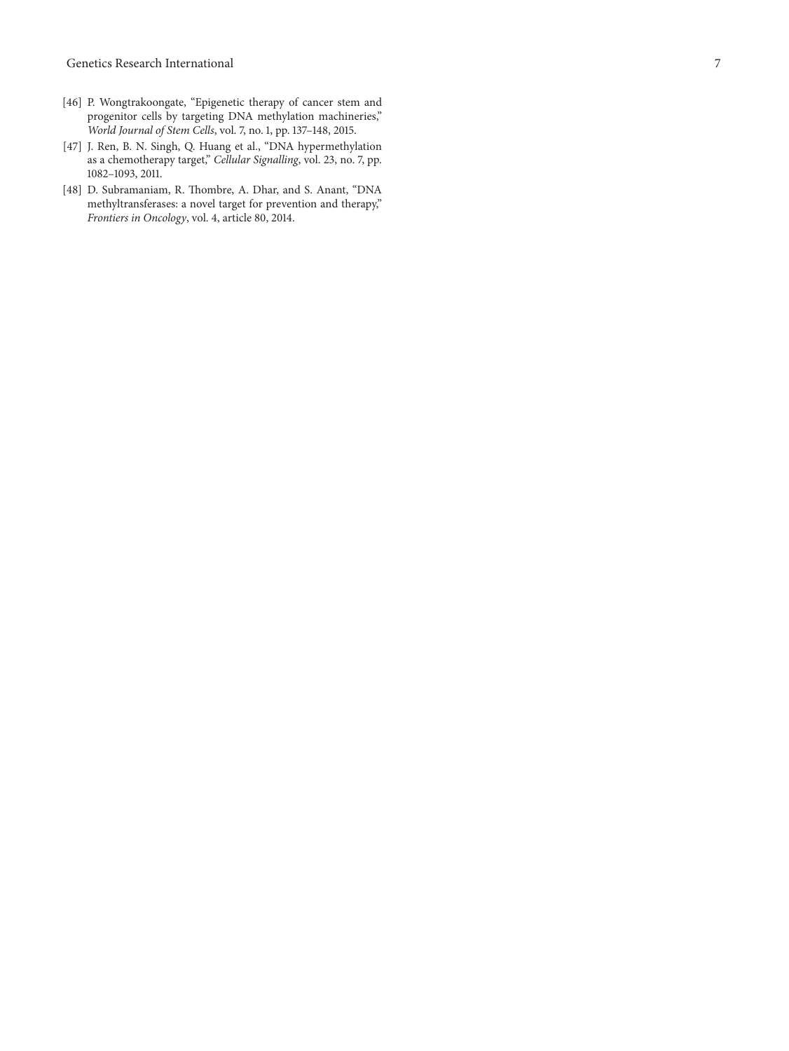[46] P. Wongtrakoongate, "Epigenetic therapy of cancer stem and progenitor cells by targeting DNA methylation machineries," *World Journal of Stem Cells*, vol. 7, no. 1, pp. 137–148, 2015.

[47] J. Ren, B. N. Singh, Q. Huang et al., "DNA hypermethylation as a chemotherapy target," *Cellular Signalling*, vol. 23, no. 7, pp. 1082–1093, 2011.

[48] D. Subramaniam, R. Thombre, A. Dhar, and S. Anant, "DNA methyltransferases: a novel target for prevention and therapy," *Frontiers in Oncology*, vol. 4, article 80, 2014.